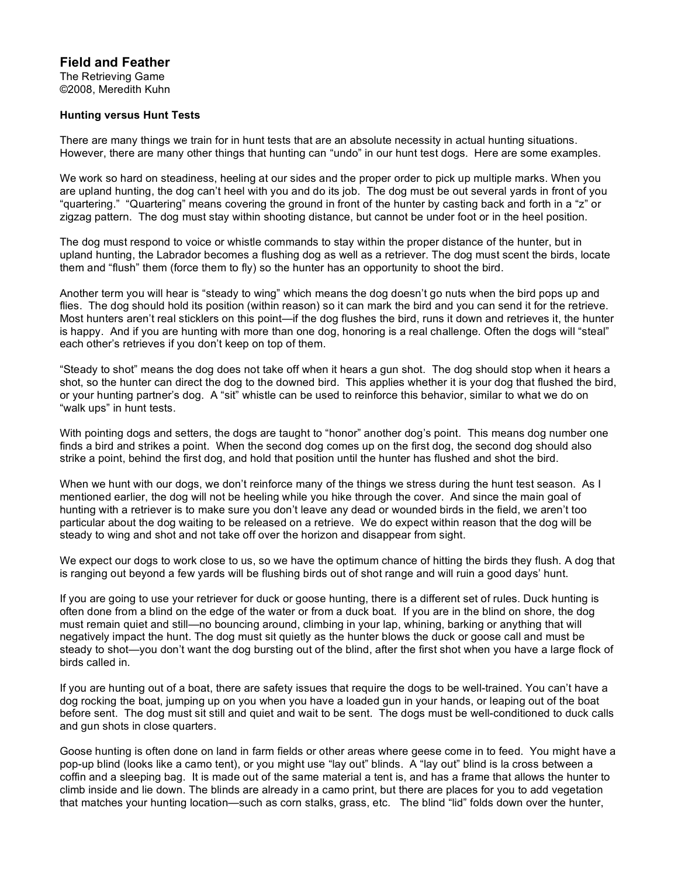## Field and Feather

The Retrieving Game
©2008, Meredith Kuhn

**Hunting versus Hunt Tests**

There are many things we train for in hunt tests that are an absolute necessity in actual hunting situations. However, there are many other things that hunting can "undo" in our hunt test dogs. Here are some examples.

We work so hard on steadiness, heeling at our sides and the proper order to pick up multiple marks. When you are upland hunting, the dog can't heel with you and do its job. The dog must be out several yards in front of you "quartering." "Quartering" means covering the ground in front of the hunter by casting back and forth in a "z" or zigzag pattern. The dog must stay within shooting distance, but cannot be under foot or in the heel position.

The dog must respond to voice or whistle commands to stay within the proper distance of the hunter, but in upland hunting, the Labrador becomes a flushing dog as well as a retriever. The dog must scent the birds, locate them and "flush" them (force them to fly) so the hunter has an opportunity to shoot the bird.

Another term you will hear is "steady to wing" which means the dog doesn't go nuts when the bird pops up and flies. The dog should hold its position (within reason) so it can mark the bird and you can send it for the retrieve. Most hunters aren't real sticklers on this point—if the dog flushes the bird, runs it down and retrieves it, the hunter is happy. And if you are hunting with more than one dog, honoring is a real challenge. Often the dogs will "steal" each other's retrieves if you don't keep on top of them.

"Steady to shot" means the dog does not take off when it hears a gun shot. The dog should stop when it hears a shot, so the hunter can direct the dog to the downed bird. This applies whether it is your dog that flushed the bird, or your hunting partner's dog. A "sit" whistle can be used to reinforce this behavior, similar to what we do on "walk ups" in hunt tests.

With pointing dogs and setters, the dogs are taught to "honor" another dog's point. This means dog number one finds a bird and strikes a point. When the second dog comes up on the first dog, the second dog should also strike a point, behind the first dog, and hold that position until the hunter has flushed and shot the bird.

When we hunt with our dogs, we don't reinforce many of the things we stress during the hunt test season. As I mentioned earlier, the dog will not be heeling while you hike through the cover. And since the main goal of hunting with a retriever is to make sure you don't leave any dead or wounded birds in the field, we aren't too particular about the dog waiting to be released on a retrieve. We do expect within reason that the dog will be steady to wing and shot and not take off over the horizon and disappear from sight.

We expect our dogs to work close to us, so we have the optimum chance of hitting the birds they flush. A dog that is ranging out beyond a few yards will be flushing birds out of shot range and will ruin a good days' hunt.

If you are going to use your retriever for duck or goose hunting, there is a different set of rules. Duck hunting is often done from a blind on the edge of the water or from a duck boat. If you are in the blind on shore, the dog must remain quiet and still—no bouncing around, climbing in your lap, whining, barking or anything that will negatively impact the hunt. The dog must sit quietly as the hunter blows the duck or goose call and must be steady to shot—you don't want the dog bursting out of the blind, after the first shot when you have a large flock of birds called in.

If you are hunting out of a boat, there are safety issues that require the dogs to be well-trained. You can't have a dog rocking the boat, jumping up on you when you have a loaded gun in your hands, or leaping out of the boat before sent. The dog must sit still and quiet and wait to be sent. The dogs must be well-conditioned to duck calls and gun shots in close quarters.

Goose hunting is often done on land in farm fields or other areas where geese come in to feed. You might have a pop-up blind (looks like a camo tent), or you might use "lay out" blinds. A "lay out" blind is la cross between a coffin and a sleeping bag. It is made out of the same material a tent is, and has a frame that allows the hunter to climb inside and lie down. The blinds are already in a camo print, but there are places for you to add vegetation that matches your hunting location—such as corn stalks, grass, etc. The blind "lid" folds down over the hunter,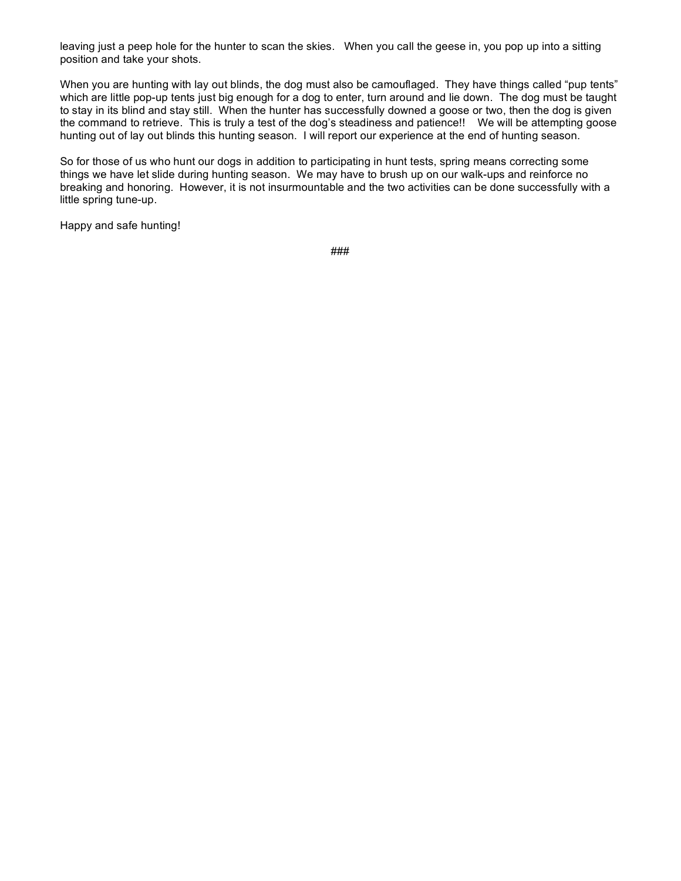leaving just a peep hole for the hunter to scan the skies. When you call the geese in, you pop up into a sitting position and take your shots.

When you are hunting with lay out blinds, the dog must also be camouflaged. They have things called "pup tents" which are little pop-up tents just big enough for a dog to enter, turn around and lie down. The dog must be taught to stay in its blind and stay still. When the hunter has successfully downed a goose or two, then the dog is given the command to retrieve. This is truly a test of the dog's steadiness and patience!! We will be attempting goose hunting out of lay out blinds this hunting season. I will report our experience at the end of hunting season.

So for those of us who hunt our dogs in addition to participating in hunt tests, spring means correcting some things we have let slide during hunting season. We may have to brush up on our walk-ups and reinforce no breaking and honoring. However, it is not insurmountable and the two activities can be done successfully with a little spring tune-up.

Happy and safe hunting!

###